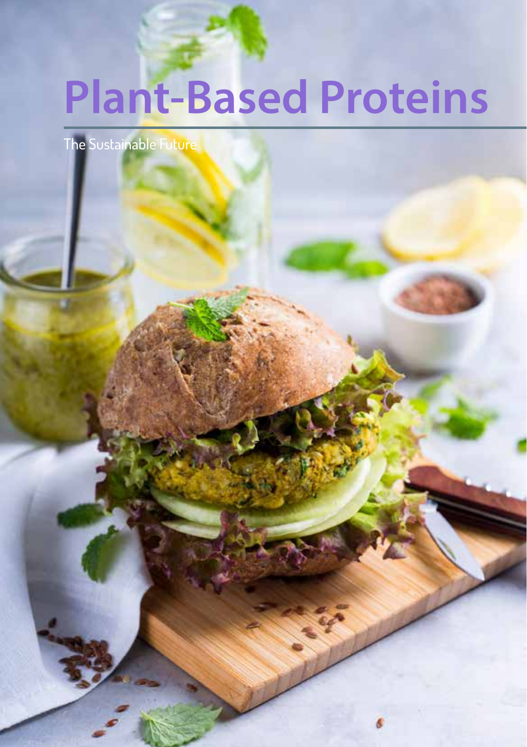# Plant-Based Proteins

The Sustainable Future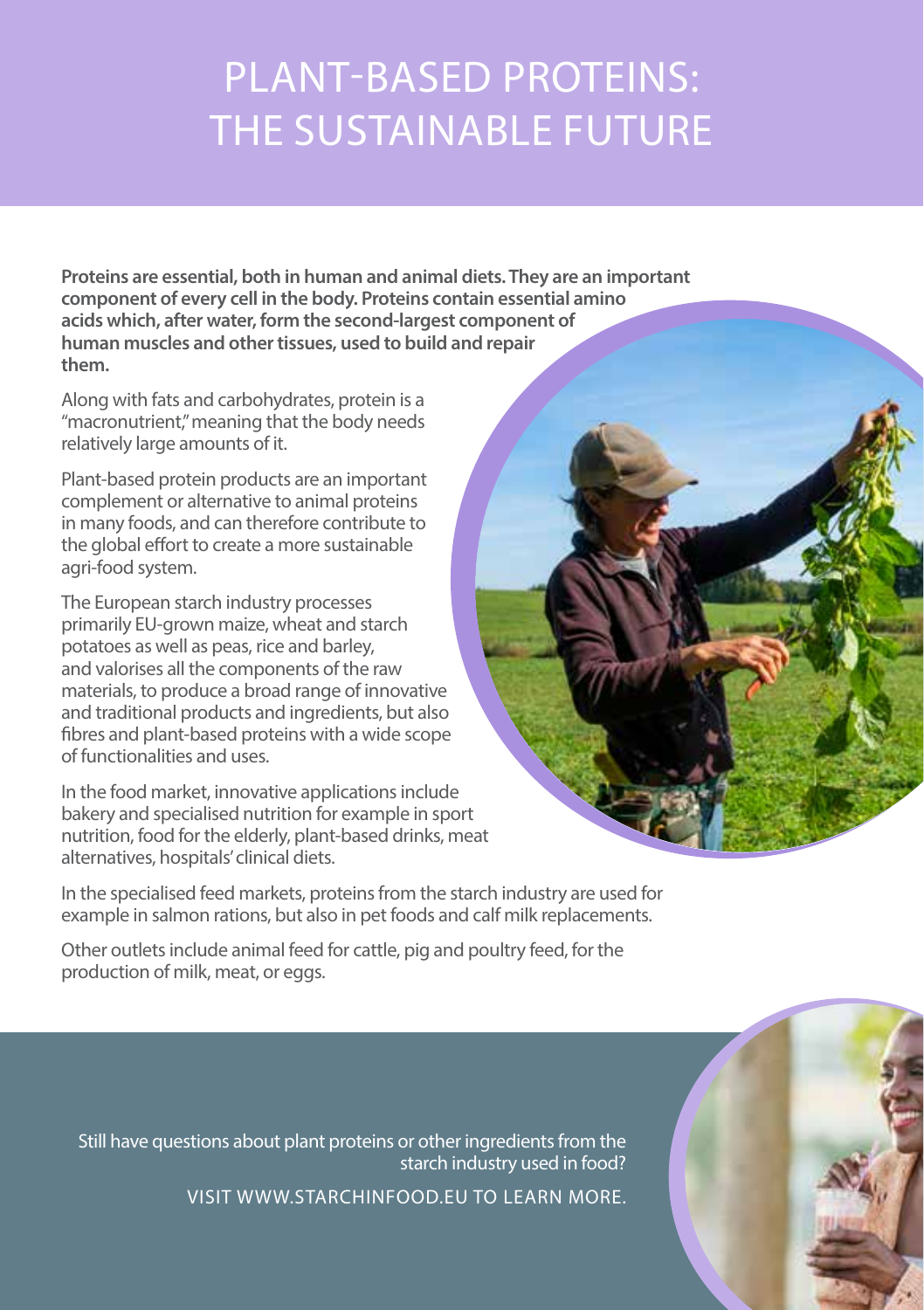# PLANT-BASED PROTEINS: THE SUSTAINABLE FUTURE

**Proteins are essential, both in human and animal diets. They are an important component of every cell in the body. Proteins contain essential amino acids which, after water, form the second-largest component of human muscles and other tissues, used to build and repair them.**

Along with fats and carbohydrates, protein is a "macronutrient," meaning that the body needs relatively large amounts of it.

Plant-based protein products are an important complement or alternative to animal proteins in many foods, and can therefore contribute to the global effort to create a more sustainable agri-food system.

The European starch industry processes primarily EU-grown maize, wheat and starch potatoes as well as peas, rice and barley, and valorises all the components of the raw materials, to produce a broad range of innovative and traditional products and ingredients, but also fibres and plant-based proteins with a wide scope of functionalities and uses.

In the food market, innovative applications include bakery and specialised nutrition for example in sport nutrition, food for the elderly, plant-based drinks, meat alternatives, hospitals' clinical diets.

In the specialised feed markets, proteins from the starch industry are used for example in salmon rations, but also in pet foods and calf milk replacements.

Other outlets include animal feed for cattle, pig and poultry feed, for the production of milk, meat, or eggs.

Still have questions about plant proteins or other ingredients from the starch industry used in food?

VISIT WWW.STARCHINFOOD.EU TO LEARN MORE.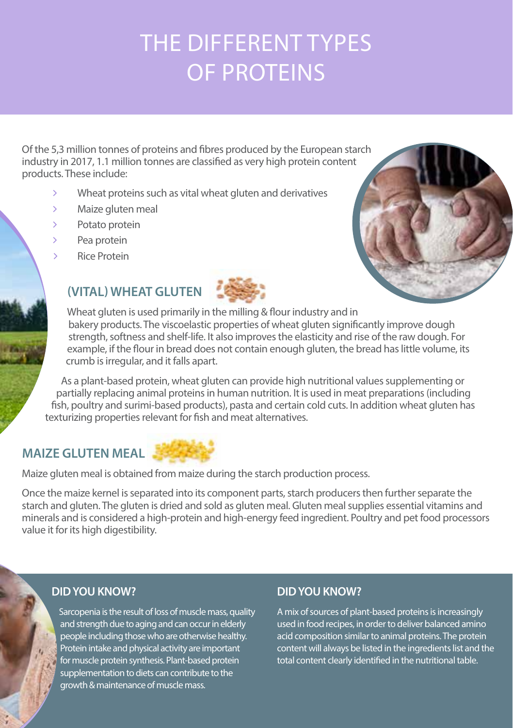# THE DIFFERENT TYPES OF PROTEINS

Of the 5,3 million tonnes of proteins and fibres produced by the European starch industry in 2017, 1.1 million tonnes are classified as very high protein content products. These include:

- Wheat proteins such as vital wheat gluten and derivatives
- Maize gluten meal
- Potato protein
- Pea protein
- Rice Protein

## (VITAL) WHEAT GLUTEN

Wheat gluten is used primarily in the milling & flour industry and in bakery products. The viscoelastic properties of wheat gluten significantly improve dough strength, softness and shelf-life. It also improves the elasticity and rise of the raw dough. For example, if the flour in bread does not contain enough gluten, the bread has little volume, its crumb is irregular, and it falls apart.

As a plant-based protein, wheat gluten can provide high nutritional values supplementing or partially replacing animal proteins in human nutrition. It is used in meat preparations (including fish, poultry and surimi-based products), pasta and certain cold cuts. In addition wheat gluten has texturizing properties relevant for fish and meat alternatives.

## MAIZE GLUTEN MEAL

Maize gluten meal is obtained from maize during the starch production process.

Once the maize kernel is separated into its component parts, starch producers then further separate the starch and gluten. The gluten is dried and sold as gluten meal. Gluten meal supplies essential vitamins and minerals and is considered a high-protein and high-energy feed ingredient. Poultry and pet food processors value it for its high digestibility.

### DID YOU KNOW?

Sarcopenia is the result of loss of muscle mass, quality and strength due to aging and can occur in elderly people including those who are otherwise healthy. Protein intake and physical activity are important for muscle protein synthesis. Plant-based protein supplementation to diets can contribute to the growth & maintenance of muscle mass.

### DID YOU KNOW?

A mix of sources of plant-based proteins is increasingly used in food recipes, in order to deliver balanced amino acid composition similar to animal proteins. The protein content will always be listed in the ingredients list and the total content clearly identified in the nutritional table.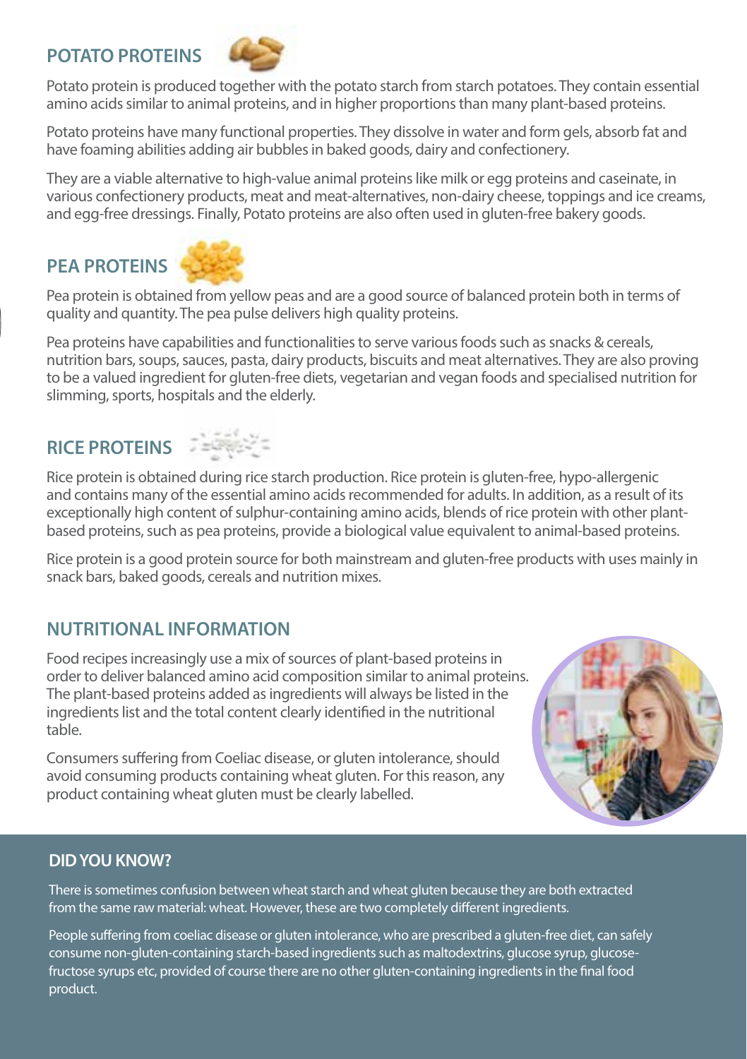## POTATO PROTEINS

Potato protein is produced together with the potato starch from starch potatoes. They contain essential amino acids similar to animal proteins, and in higher proportions than many plant-based proteins.

Potato proteins have many functional properties. They dissolve in water and form gels, absorb fat and have foaming abilities adding air bubbles in baked goods, dairy and confectionery.

They are a viable alternative to high-value animal proteins like milk or egg proteins and caseinate, in various confectionery products, meat and meat-alternatives, non-dairy cheese, toppings and ice creams, and egg-free dressings. Finally, Potato proteins are also often used in gluten-free bakery goods.

## PEA PROTEINS

Pea protein is obtained from yellow peas and are a good source of balanced protein both in terms of quality and quantity. The pea pulse delivers high quality proteins.

Pea proteins have capabilities and functionalities to serve various foods such as snacks & cereals, nutrition bars, soups, sauces, pasta, dairy products, biscuits and meat alternatives. They are also proving to be a valued ingredient for gluten-free diets, vegetarian and vegan foods and specialised nutrition for slimming, sports, hospitals and the elderly.

## RICE PROTEINS

Rice protein is obtained during rice starch production. Rice protein is gluten-free, hypo-allergenic and contains many of the essential amino acids recommended for adults. In addition, as a result of its exceptionally high content of sulphur-containing amino acids, blends of rice protein with other plant-based proteins, such as pea proteins, provide a biological value equivalent to animal-based proteins.

Rice protein is a good protein source for both mainstream and gluten-free products with uses mainly in snack bars, baked goods, cereals and nutrition mixes.

## NUTRITIONAL INFORMATION

Food recipes increasingly use a mix of sources of plant-based proteins in order to deliver balanced amino acid composition similar to animal proteins. The plant-based proteins added as ingredients will always be listed in the ingredients list and the total content clearly identified in the nutritional table.

Consumers suffering from Coeliac disease, or gluten intolerance, should avoid consuming products containing wheat gluten. For this reason, any product containing wheat gluten must be clearly labelled.

### DID YOU KNOW?

There is sometimes confusion between wheat starch and wheat gluten because they are both extracted from the same raw material: wheat. However, these are two completely different ingredients.

People suffering from coeliac disease or gluten intolerance, who are prescribed a gluten-free diet, can safely consume non-gluten-containing starch-based ingredients such as maltodextrins, glucose syrup, glucose-fructose syrups etc, provided of course there are no other gluten-containing ingredients in the final food product.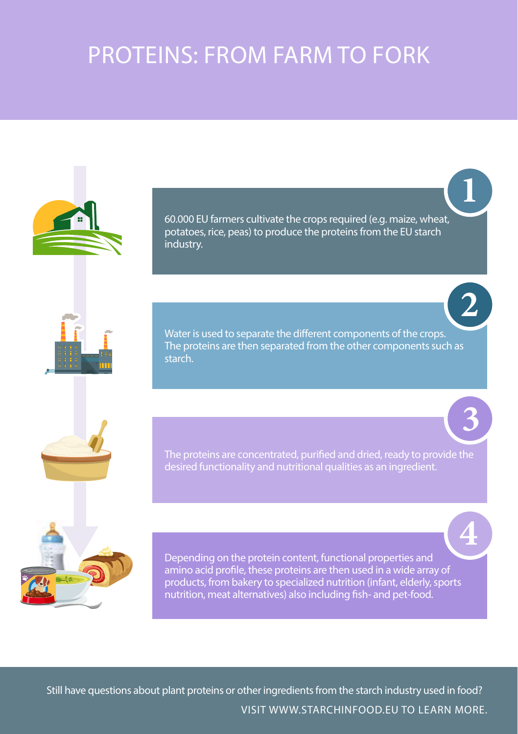# PROTEINS: FROM FARM TO FORK

1. 60.000 EU farmers cultivate the crops required (e.g. maize, wheat, potatoes, rice, peas) to produce the proteins from the EU starch industry.

2. Water is used to separate the different components of the crops. The proteins are then separated from the other components such as starch.

3. The proteins are concentrated, purified and dried, ready to provide the desired functionality and nutritional qualities as an ingredient.

4. Depending on the protein content, functional properties and amino acid profile, these proteins are then used in a wide array of products, from bakery to specialized nutrition (infant, elderly, sports nutrition, meat alternatives) also including fish- and pet-food.

Still have questions about plant proteins or other ingredients from the starch industry used in food?

VISIT WWW.STARCHINFOOD.EU TO LEARN MORE.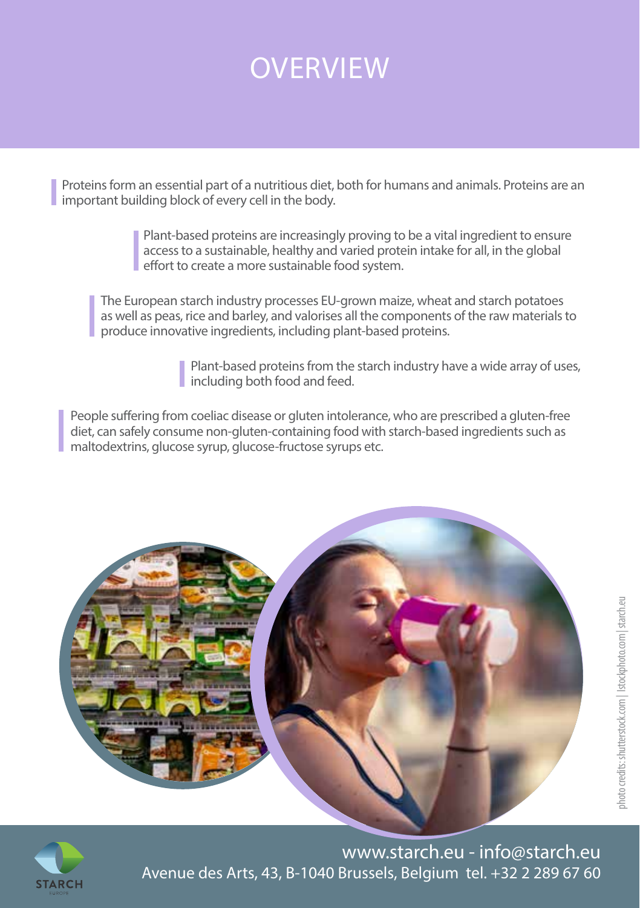# OVERVIEW

Proteins form an essential part of a nutritious diet, both for humans and animals. Proteins are an important building block of every cell in the body.

Plant-based proteins are increasingly proving to be a vital ingredient to ensure access to a sustainable, healthy and varied protein intake for all, in the global effort to create a more sustainable food system.

The European starch industry processes EU-grown maize, wheat and starch potatoes as well as peas, rice and barley, and valorises all the components of the raw materials to produce innovative ingredients, including plant-based proteins.

Plant-based proteins from the starch industry have a wide array of uses, including both food and feed.

People suffering from coeliac disease or gluten intolerance, who are prescribed a gluten-free diet, can safely consume non-gluten-containing food with starch-based ingredients such as maltodextrins, glucose syrup, glucose-fructose syrups etc.

photo credits: shutterstock.com | Istockphoto.com | starch.eu

STARCH EUROPE

www.starch.eu - info@starch.eu
Avenue des Arts, 43, B-1040 Brussels, Belgium tel. +32 2 289 67 60